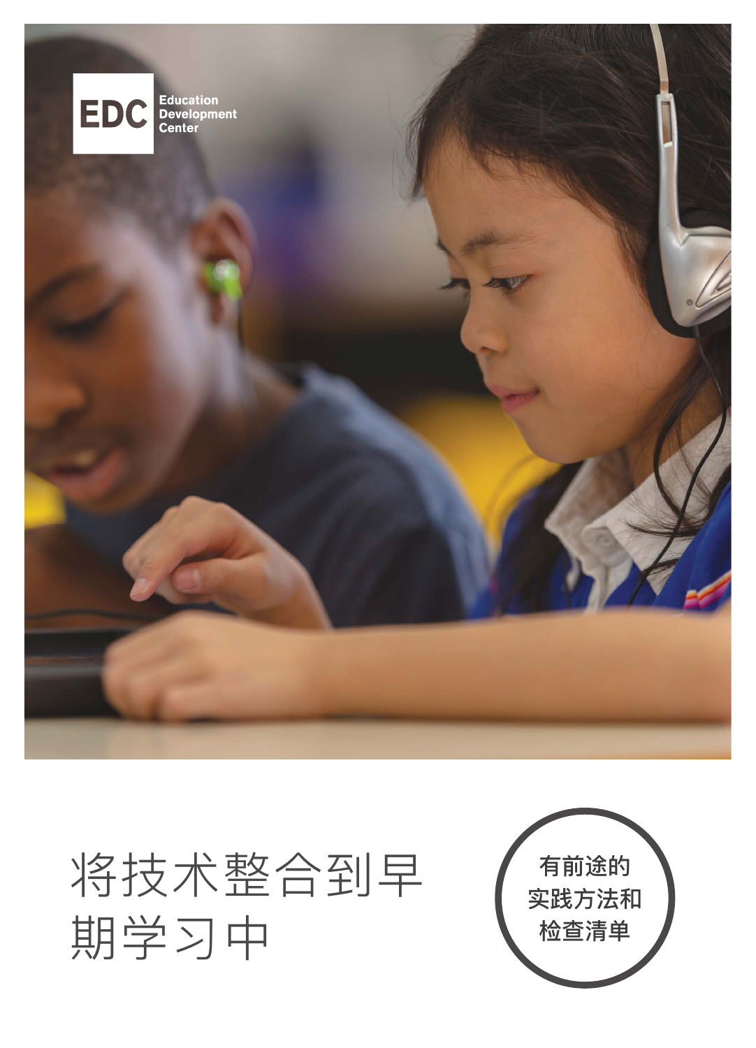EDC Education Development Center

# 将技术整合到早期学习中

有前途的实践方法和检查清单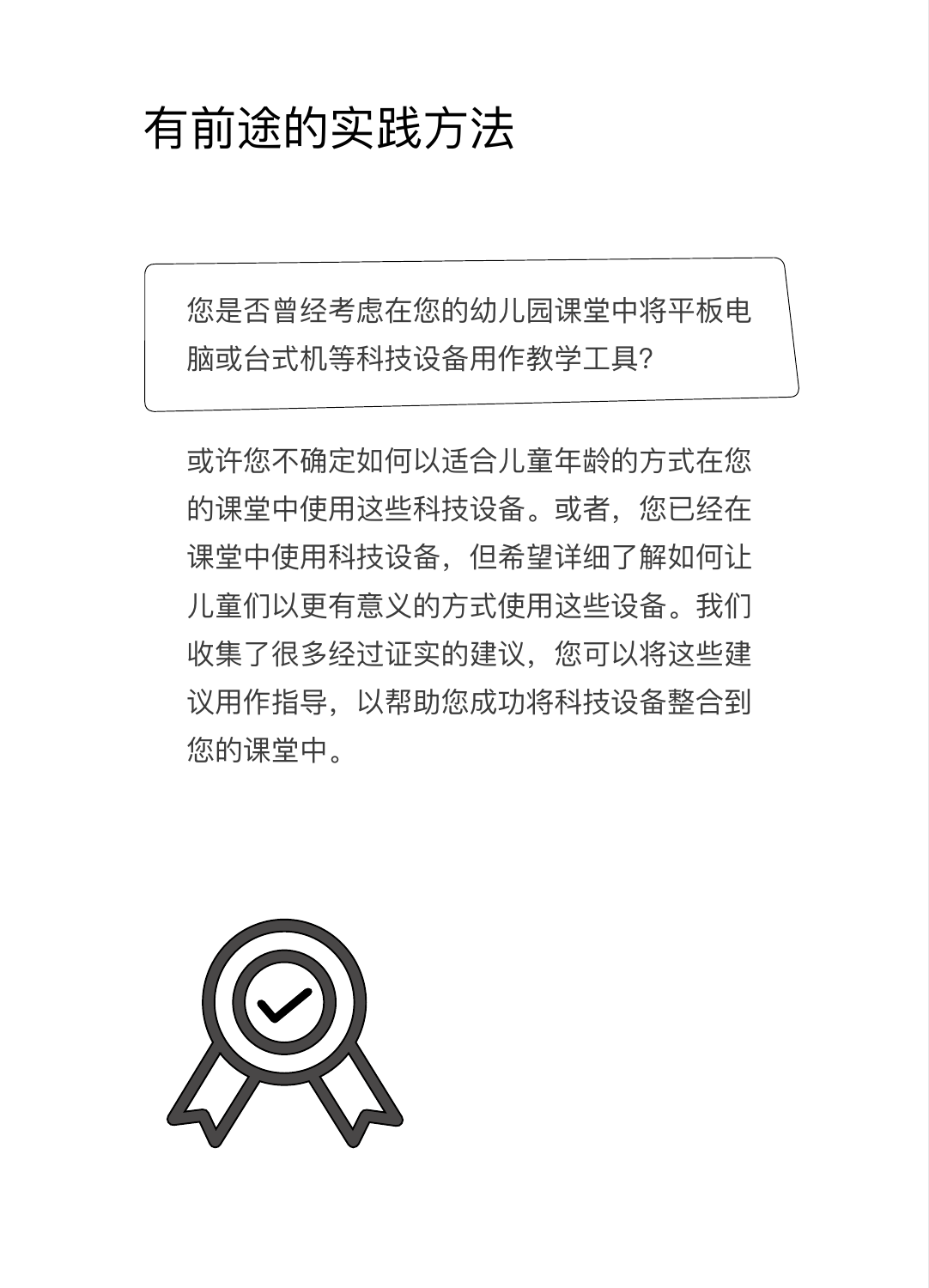# 有前途的实践方法

> 您是否曾经考虑在您的幼儿园课堂中将平板电脑或台式机等科技设备用作教学工具?

或许您不确定如何以适合儿童年龄的方式在您的课堂中使用这些科技设备。或者，您已经在课堂中使用科技设备，但希望详细了解如何让儿童们以更有意义的方式使用这些设备。我们收集了很多经过证实的建议，您可以将这些建议用作指导，以帮助您成功将科技设备整合到您的课堂中。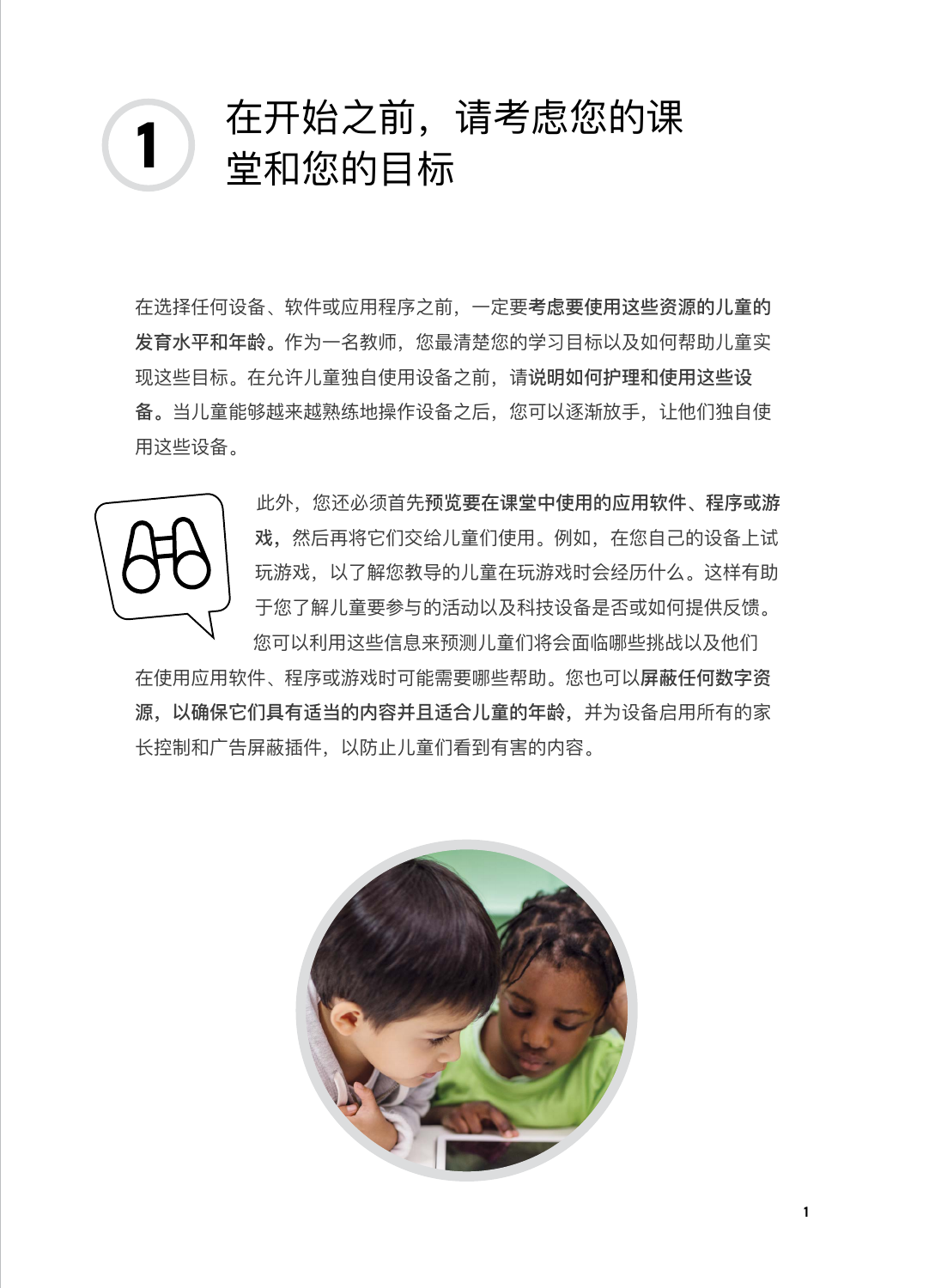# 1 在开始之前，请考虑您的课堂和您的目标

在选择任何设备、软件或应用程序之前，一定要**考虑要使用这些资源的儿童的发育水平和年龄**。作为一名教师，您最清楚您的学习目标以及如何帮助儿童实现这些目标。在允许儿童独自使用设备之前，请**说明如何护理和使用这些设备**。当儿童能够越来越熟练地操作设备之后，您可以逐渐放手，让他们独自使用这些设备。

此外，您还必须首先**预览要在课堂中使用的应用软件、程序或游戏**，然后再将它们交给儿童们使用。例如，在您自己的设备上试玩游戏，以了解您教导的儿童在玩游戏时会经历什么。这样有助于您了解儿童要参与的活动以及科技设备是否或如何提供反馈。您可以利用这些信息来预测儿童们将会面临哪些挑战以及他们在使用应用软件、程序或游戏时可能需要哪些帮助。您也可以**屏蔽任何数字资源，以确保它们具有适当的内容并且适合儿童的年龄**，并为设备启用所有的家长控制和广告屏蔽插件，以防止儿童们看到有害的内容。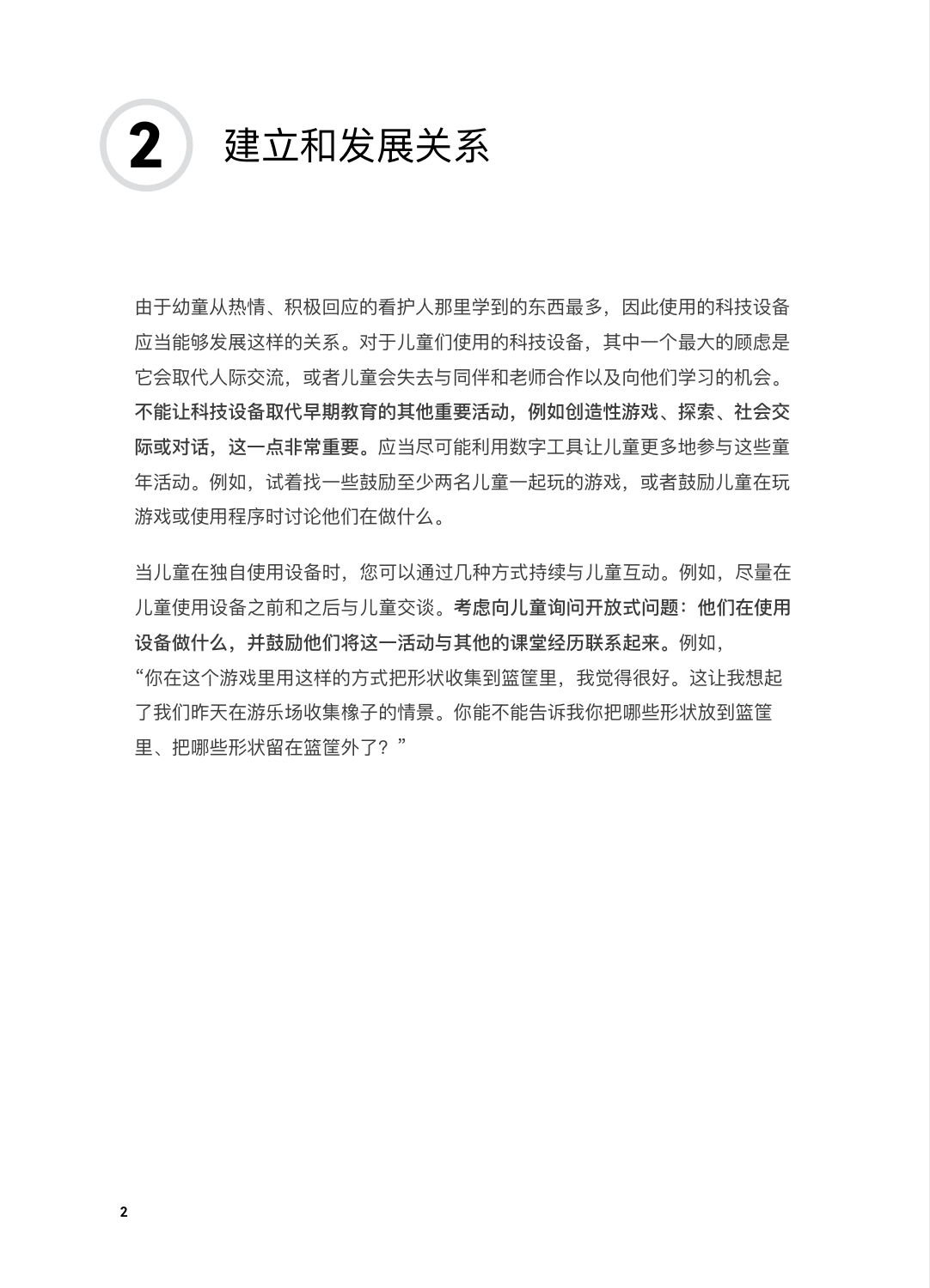# 2 建立和发展关系

由于幼童从热情、积极回应的看护人那里学到的东西最多，因此使用的科技设备应当能够发展这样的关系。对于儿童们使用的科技设备，其中一个最大的顾虑是它会取代人际交流，或者儿童会失去与同伴和老师合作以及向他们学习的机会。**不能让科技设备取代早期教育的其他重要活动，例如创造性游戏、探索、社会交际或对话，这一点非常重要。**应当尽可能利用数字工具让儿童更多地参与这些童年活动。例如，试着找一些鼓励至少两名儿童一起玩的游戏，或者鼓励儿童在玩游戏或使用程序时讨论他们在做什么。

当儿童在独自使用设备时，您可以通过几种方式持续与儿童互动。例如，尽量在儿童使用设备之前和之后与儿童交谈。**考虑向儿童询问开放式问题：他们在使用设备做什么，并鼓励他们将这一活动与其他的课堂经历联系起来。**例如，"你在这个游戏里用这样的方式把形状收集到篮筐里，我觉得很好。这让我想起了我们昨天在游乐场收集橡子的情景。你能不能告诉我你把哪些形状放到篮筐里、把哪些形状留在篮筐外了？"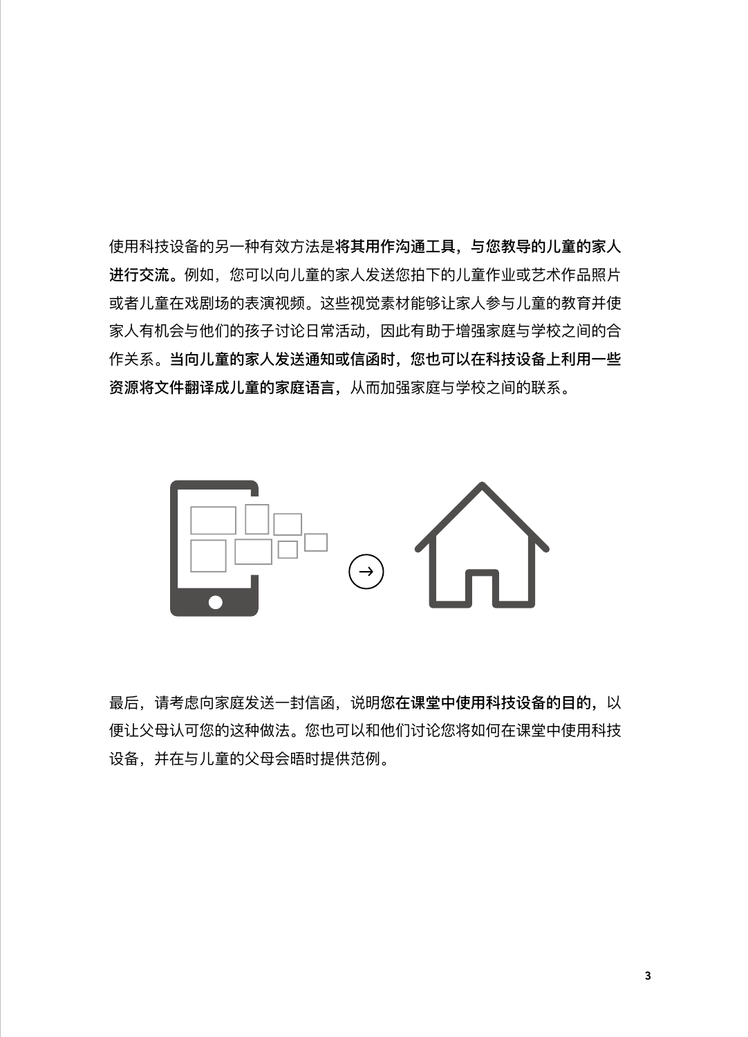使用科技设备的另一种有效方法是**将其用作沟通工具，与您教导的儿童的家人进行交流**。例如，您可以向儿童的家人发送您拍下的儿童作业或艺术作品照片或者儿童在戏剧场的表演视频。这些视觉素材能够让家人参与儿童的教育并使家人有机会与他们的孩子讨论日常活动，因此有助于增强家庭与学校之间的合作关系。**当向儿童的家人发送通知或信函时，您也可以在科技设备上利用一些资源将文件翻译成儿童的家庭语言**，从而加强家庭与学校之间的联系。

最后，请考虑向家庭发送一封信函，说明**您在课堂中使用科技设备的目的**，以便让父母认可您的这种做法。您也可以和他们讨论您将如何在课堂中使用科技设备，并在与儿童的父母会晤时提供范例。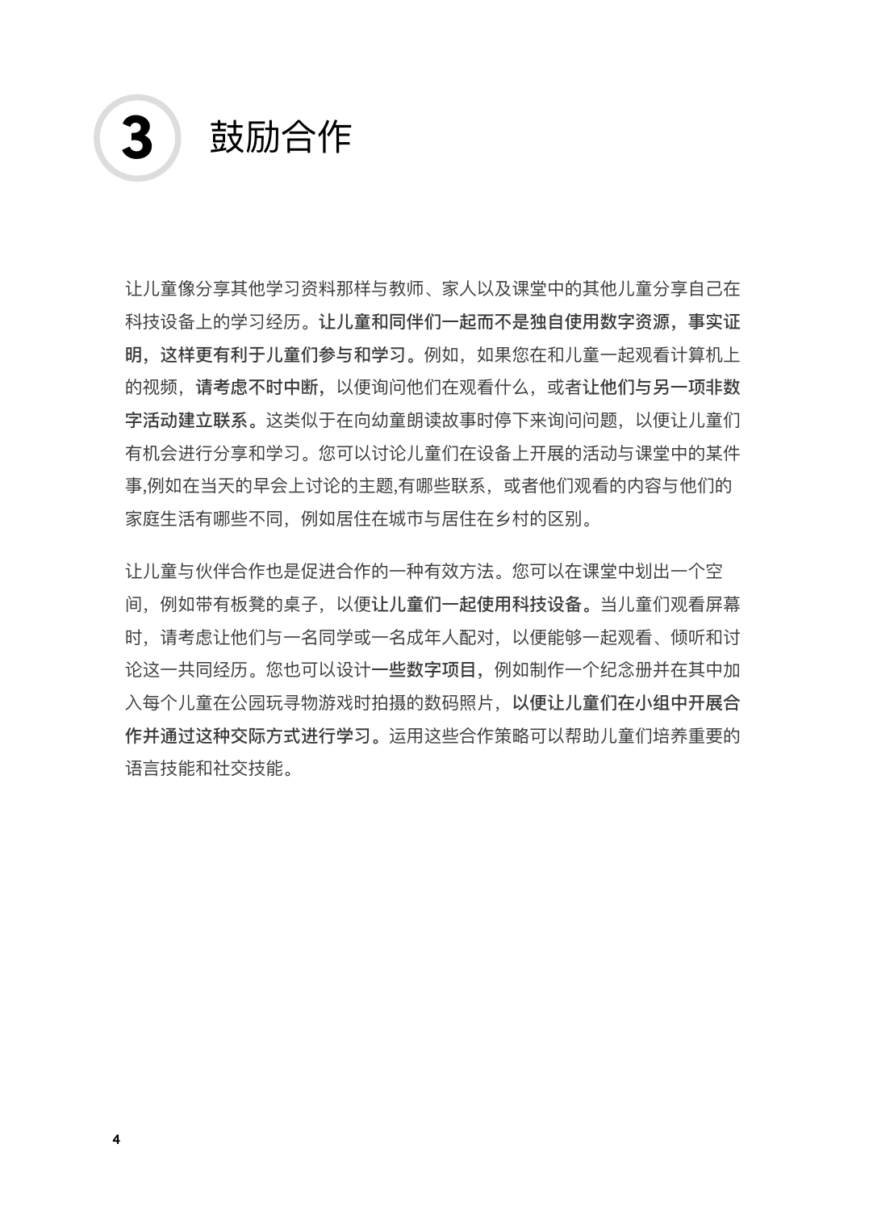# 3 鼓励合作

让儿童像分享其他学习资料那样与教师、家人以及课堂中的其他儿童分享自己在科技设备上的学习经历。**让儿童和同伴们一起而不是独自使用数字资源，事实证明，这样更有利于儿童们参与和学习。**例如，如果您在和儿童一起观看计算机上的视频，**请考虑不时中断，**以便询问他们在观看什么，或者**让他们与另一项非数字活动建立联系。**这类似于在向幼童朗读故事时停下来询问问题，以便让儿童们有机会进行分享和学习。您可以讨论儿童们在设备上开展的活动与课堂中的某件事,例如在当天的早会上讨论的主题,有哪些联系，或者他们观看的内容与他们的家庭生活有哪些不同，例如居住在城市与居住在乡村的区别。

让儿童与伙伴合作也是促进合作的一种有效方法。您可以在课堂中划出一个空间，例如带有板凳的桌子，以便**让儿童们一起使用科技设备。**当儿童们观看屏幕时，请考虑让他们与一名同学或一名成年人配对，以便能够一起观看、倾听和讨论这一共同经历。您也可以设计**一些数字项目，**例如制作一个纪念册并在其中加入每个儿童在公园玩寻物游戏时拍摄的数码照片，**以便让儿童们在小组中开展合作并通过这种交际方式进行学习。**运用这些合作策略可以帮助儿童们培养重要的语言技能和社交技能。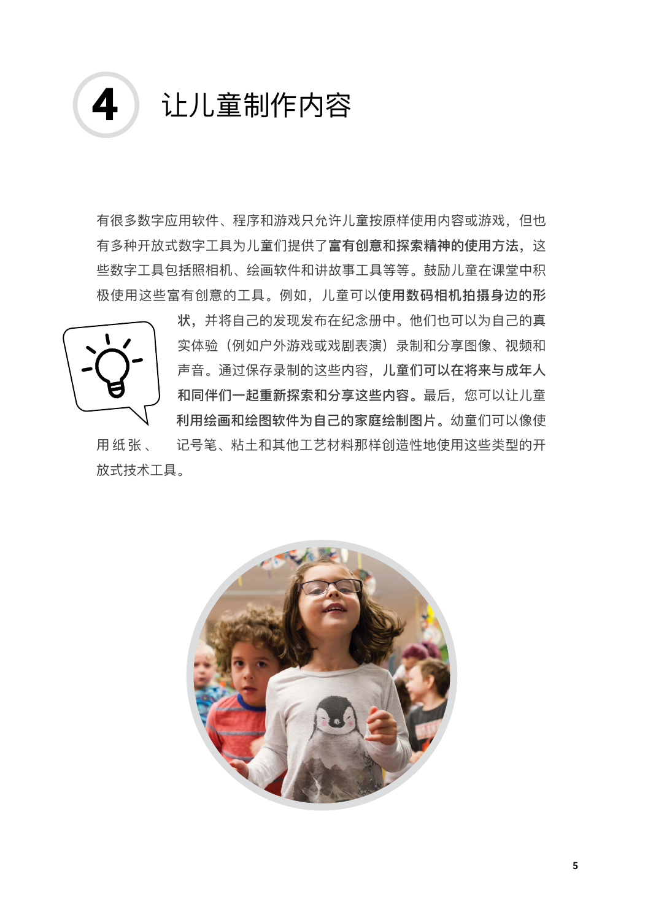# 4 让儿童制作内容

有很多数字应用软件、程序和游戏只允许儿童按原样使用内容或游戏，但也有多种开放式数字工具为儿童们提供了**富有创意和探索精神的使用方法**，这些数字工具包括照相机、绘画软件和讲故事工具等等。鼓励儿童在课堂中积极使用这些富有创意的工具。例如，儿童可以**使用数码相机拍摄身边的形状**，并将自己的发现发布在纪念册中。他们也可以为自己的真实体验（例如户外游戏或戏剧表演）录制和分享图像、视频和声音。通过保存录制的这些内容，**儿童们可以在将来与成年人和同伴们一起重新探索和分享这些内容**。最后，您可以让儿童**利用绘画和绘图软件为自己的家庭绘制图片**。幼童们可以像使用纸张、记号笔、粘土和其他工艺材料那样创造性地使用这些类型的开放式技术工具。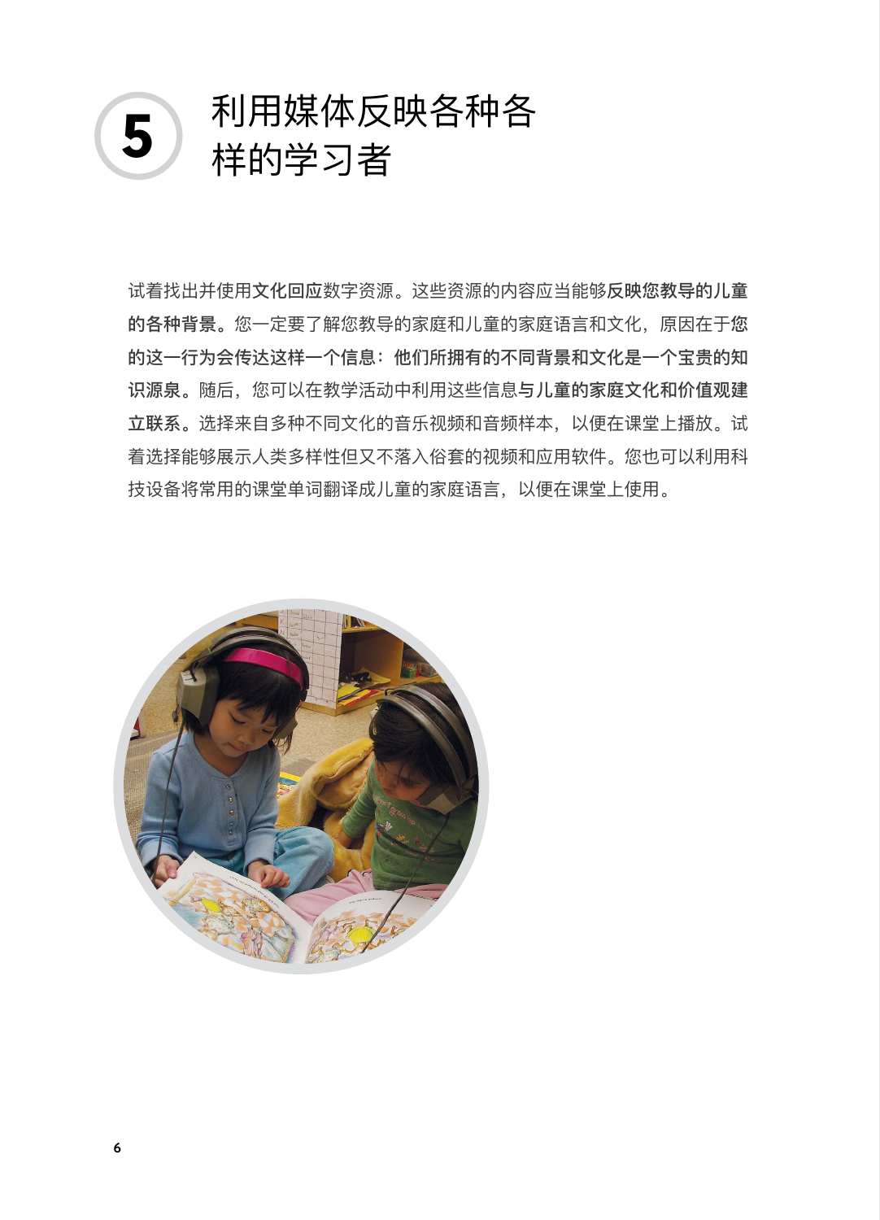# 5 利用媒体反映各种各样的学习者

试着找出并使用**文化回应**数字资源。这些资源的内容应当能够**反映您教导的儿童的各种背景**。您一定要了解您教导的家庭和儿童的家庭语言和文化，原因在于**您的这一行为会传达这样一个信息：他们所拥有的不同背景和文化是一个宝贵的知识源泉**。随后，您可以在教学活动中利用这些信息**与儿童的家庭文化和价值观建立联系**。选择来自多种不同文化的音乐视频和音频样本，以便在课堂上播放。试着选择能够展示人类多样性但又不落入俗套的视频和应用软件。您也可以利用科技设备将常用的课堂单词翻译成儿童的家庭语言，以便在课堂上使用。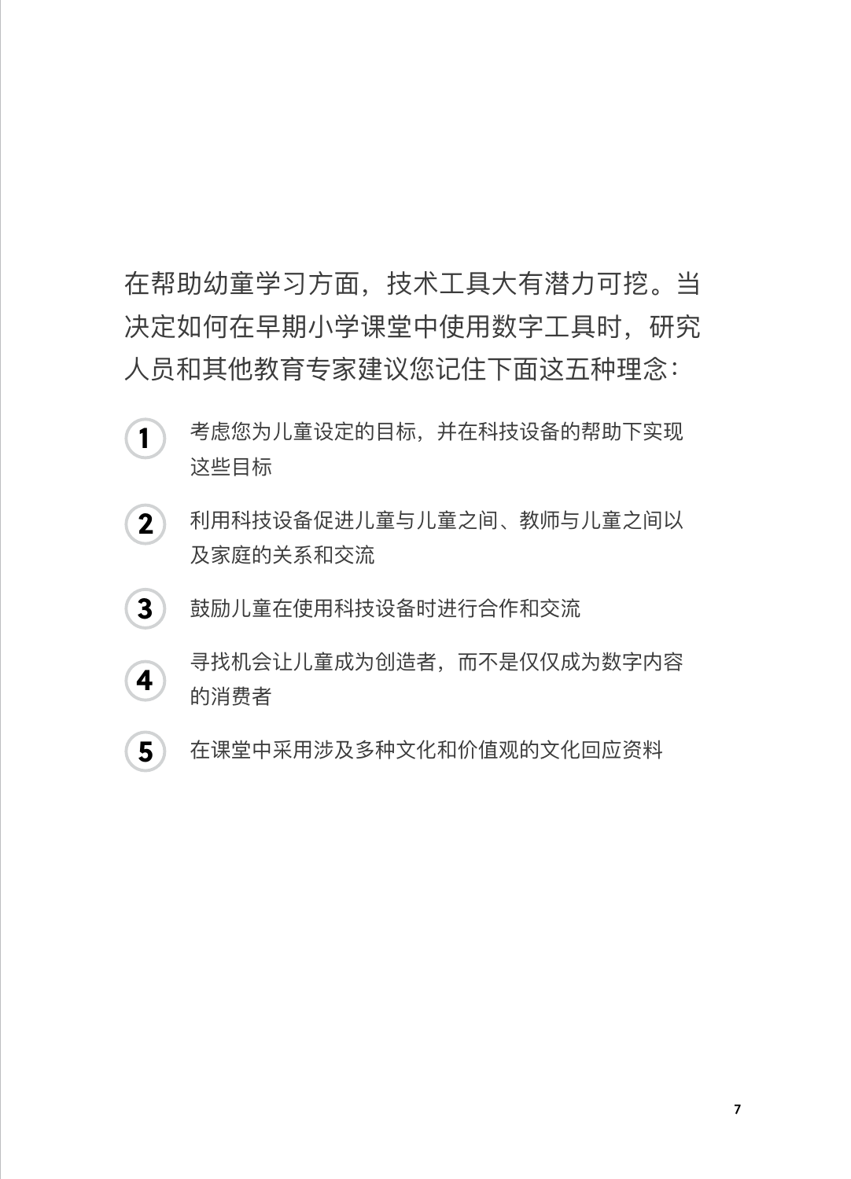在帮助幼童学习方面，技术工具大有潜力可挖。当决定如何在早期小学课堂中使用数字工具时，研究人员和其他教育专家建议您记住下面这五种理念：

1. 考虑您为儿童设定的目标，并在科技设备的帮助下实现这些目标
2. 利用科技设备促进儿童与儿童之间、教师与儿童之间以及家庭的关系和交流
3. 鼓励儿童在使用科技设备时进行合作和交流
4. 寻找机会让儿童成为创造者，而不是仅仅成为数字内容的消费者
5. 在课堂中采用涉及多种文化和价值观的文化回应资料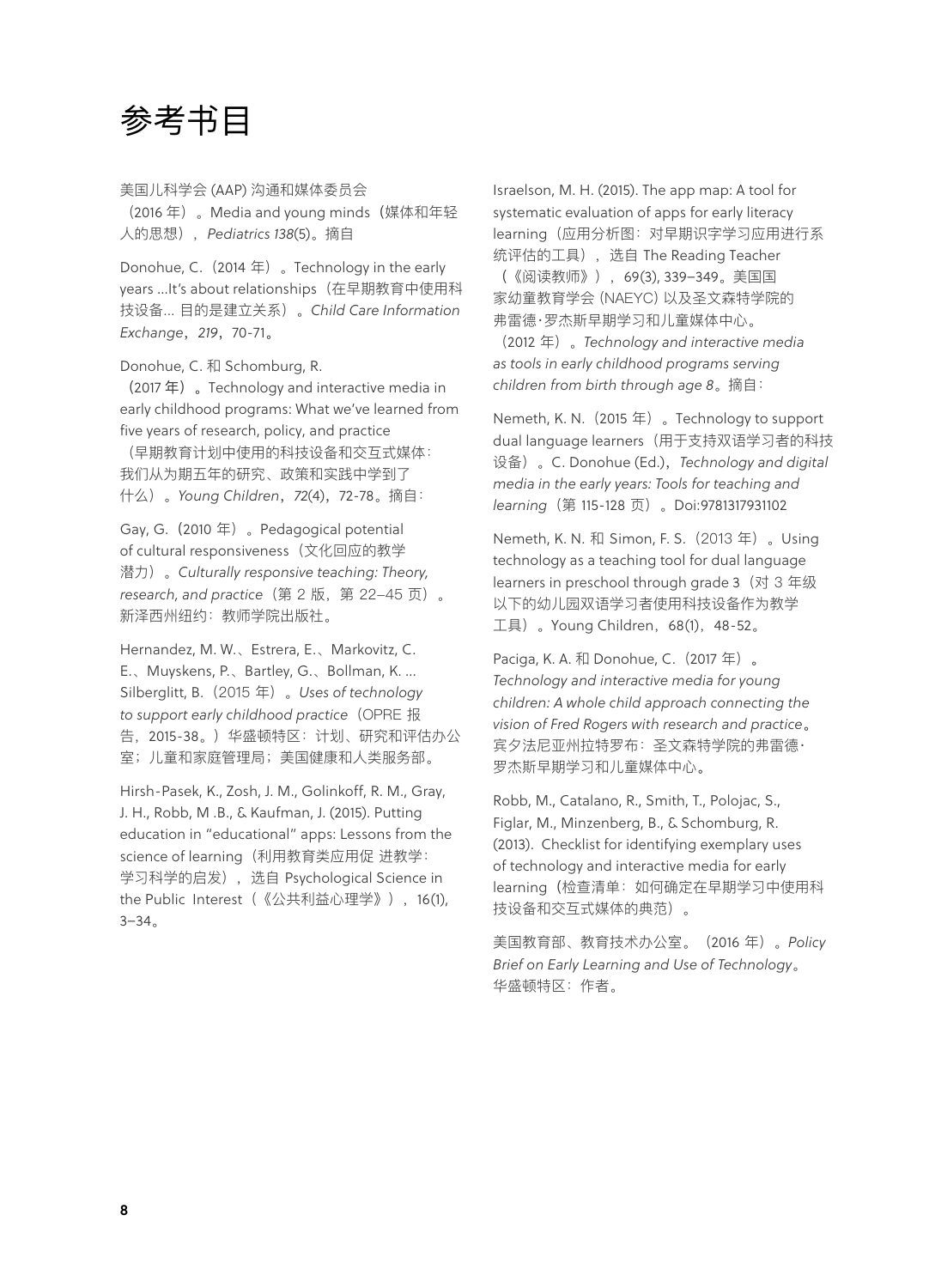# 参考书目

美国儿科学会 (AAP) 沟通和媒体委员会（2016 年）。Media and young minds（媒体和年轻人的思想），*Pediatrics 138*(5)。摘自

Donohue, C.（2014 年）。Technology in the early years ...It's about relationships（在早期教育中使用科技设备... 目的是建立关系）。*Child Care Information Exchange*，*219*，70-71。

Donohue, C. 和 Schomburg, R.（2017 年）。Technology and interactive media in early childhood programs: What we've learned from five years of research, policy, and practice（早期教育计划中使用的科技设备和交互式媒体：我们从为期五年的研究、政策和实践中学到了什么）。*Young Children*，*72*(4)，72-78。摘自：

Gay, G.（2010 年）。Pedagogical potential of cultural responsiveness（文化回应的教学潜力）。*Culturally responsive teaching: Theory, research, and practice*（第 2 版，第 22–45 页）。新泽西州纽约：教师学院出版社。

Hernandez, M. W.、Estrera, E.、Markovitz, C. E.、Muyskens, P.、Bartley, G.、Bollman, K. ... Silberglitt, B.（2015 年）。*Uses of technology to support early childhood practice*（OPRE 报告，2015-38。）华盛顿特区：计划、研究和评估办公室；儿童和家庭管理局；美国健康和人类服务部。

Hirsh-Pasek, K., Zosh, J. M., Golinkoff, R. M., Gray, J. H., Robb, M .B., & Kaufman, J. (2015). Putting education in "educational" apps: Lessons from the science of learning（利用教育类应用促 进教学：学习科学的启发），选自 Psychological Science in the Public Interest（《公共利益心理学》），16(1), 3–34。

Israelson, M. H. (2015). The app map: A tool for systematic evaluation of apps for early literacy learning（应用分析图：对早期识字学习应用进行系统评估的工具），选自 The Reading Teacher（《阅读教师》），69(3), 339–349。美国国家幼童教育学会 (NAEYC) 以及圣文森特学院的弗雷德·罗杰斯早期学习和儿童媒体中心。（2012 年）。*Technology and interactive media as tools in early childhood programs serving children from birth through age 8*。摘自：

Nemeth, K. N.（2015 年）。Technology to support dual language learners（用于支持双语学习者的科技设备）。C. Donohue (Ed.)，*Technology and digital media in the early years: Tools for teaching and learning*（第 115-128 页）。Doi:9781317931102

Nemeth, K. N. 和 Simon, F. S.（2013 年）。Using technology as a teaching tool for dual language learners in preschool through grade 3（对 3 年级以下的幼儿园双语学习者使用科技设备作为教学工具）。Young Children，68(1)，48-52。

Paciga, K. A. 和 Donohue, C.（2017 年）。*Technology and interactive media for young children: A whole child approach connecting the vision of Fred Rogers with research and practice*。宾夕法尼亚州拉特罗布：圣文森特学院的弗雷德·罗杰斯早期学习和儿童媒体中心。

Robb, M., Catalano, R., Smith, T., Polojac, S., Figlar, M., Minzenberg, B., & Schomburg, R. (2013). Checklist for identifying exemplary uses of technology and interactive media for early learning（检查清单：如何确定在早期学习中使用科技设备和交互式媒体的典范）。

美国教育部、教育技术办公室。（2016 年）。*Policy Brief on Early Learning and Use of Technology*。华盛顿特区：作者。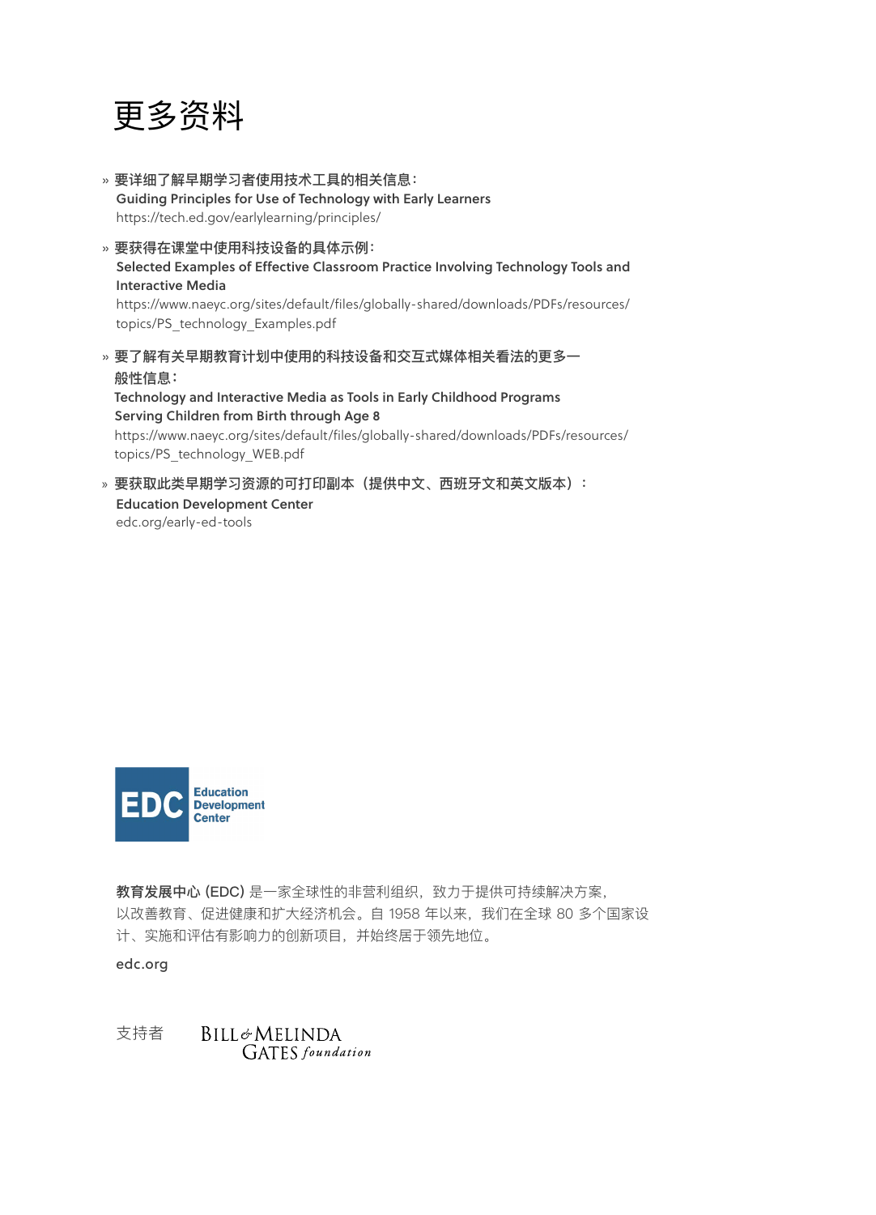# 更多资料

- **要详细了解早期学习者使用技术工具的相关信息：**
  **Guiding Principles for Use of Technology with Early Learners**
  https://tech.ed.gov/earlylearning/principles/

- **要获得在课堂中使用科技设备的具体示例：**
  **Selected Examples of Effective Classroom Practice Involving Technology Tools and Interactive Media**
  https://www.naeyc.org/sites/default/files/globally-shared/downloads/PDFs/resources/topics/PS_technology_Examples.pdf

- **要了解有关早期教育计划中使用的科技设备和交互式媒体相关看法的更多一般性信息：**
  **Technology and Interactive Media as Tools in Early Childhood Programs Serving Children from Birth through Age 8**
  https://www.naeyc.org/sites/default/files/globally-shared/downloads/PDFs/resources/topics/PS_technology_WEB.pdf

- **要获取此类早期学习资源的可打印副本（提供中文、西班牙文和英文版本）：**
  **Education Development Center**
  edc.org/early-ed-tools

EDC Education Development Center

**教育发展中心** (EDC) 是一家全球性的非营利组织，致力于提供可持续解决方案，以改善教育、促进健康和扩大经济机会。自 1958 年以来，我们在全球 80 多个国家设计、实施和评估有影响力的创新项目，并始终居于领先地位。

edc.org

支持者 Bill & Melinda Gates foundation